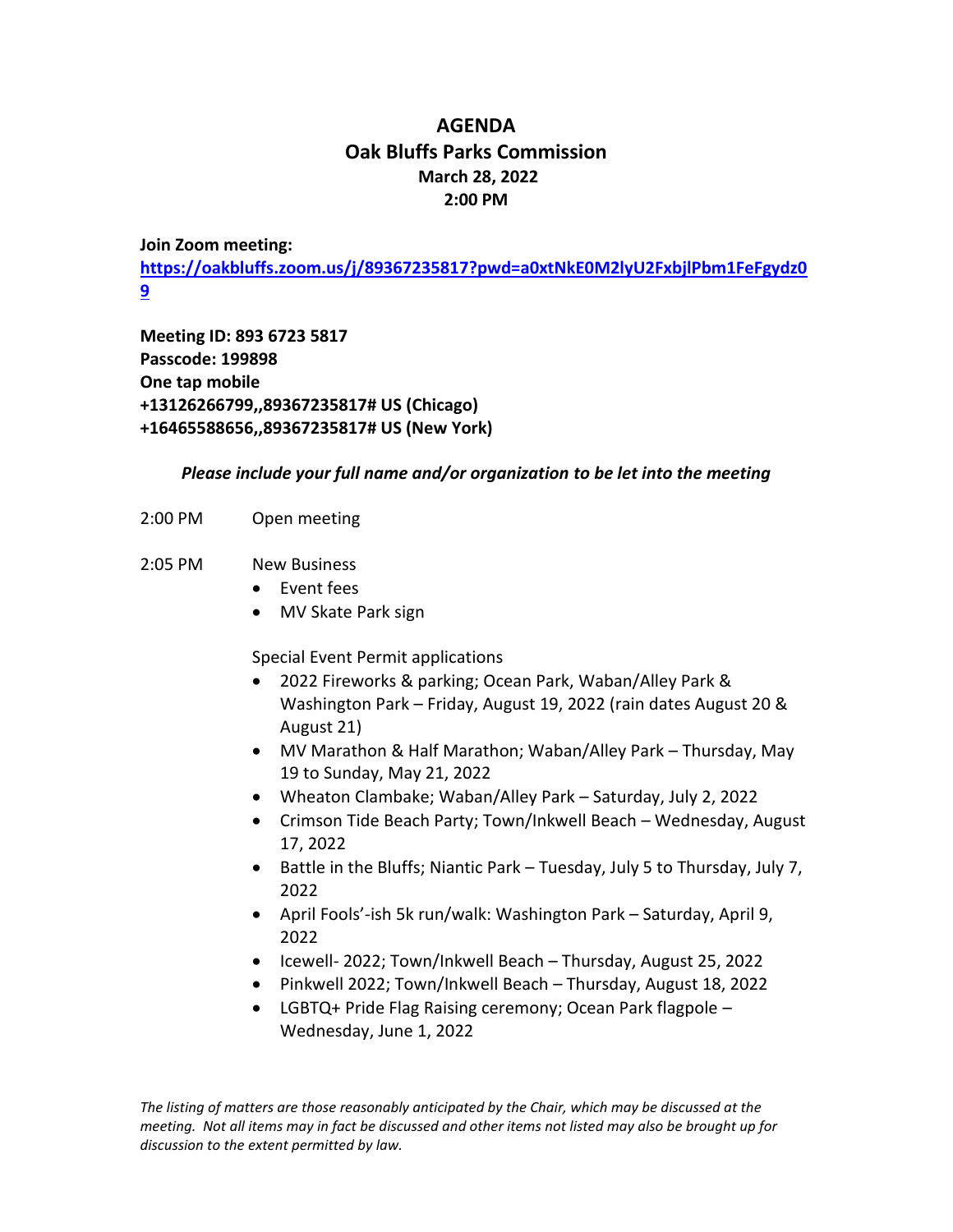# AGENDA
## Oak Bluffs Parks Commission
**March 28, 2022**
**2:00 PM**

**Join Zoom meeting:**
**https://oakbluffs.zoom.us/j/89367235817?pwd=a0xtNkE0M2lyU2FxbjlPbm1FeFgydz09**

**Meeting ID: 893 6723 5817**
**Passcode: 199898**
**One tap mobile**
**+13126266799,,89367235817# US (Chicago)**
**+16465588656,,89367235817# US (New York)**

***Please include your full name and/or organization to be let into the meeting***

2:00 PM Open meeting

2:05 PM New Business

- Event fees
- MV Skate Park sign

Special Event Permit applications

- 2022 Fireworks & parking; Ocean Park, Waban/Alley Park & Washington Park – Friday, August 19, 2022 (rain dates August 20 & August 21)
- MV Marathon & Half Marathon; Waban/Alley Park – Thursday, May 19 to Sunday, May 21, 2022
- Wheaton Clambake; Waban/Alley Park – Saturday, July 2, 2022
- Crimson Tide Beach Party; Town/Inkwell Beach – Wednesday, August 17, 2022
- Battle in the Bluffs; Niantic Park – Tuesday, July 5 to Thursday, July 7, 2022
- April Fools'-ish 5k run/walk: Washington Park – Saturday, April 9, 2022
- Icewell- 2022; Town/Inkwell Beach – Thursday, August 25, 2022
- Pinkwell 2022; Town/Inkwell Beach – Thursday, August 18, 2022
- LGBTQ+ Pride Flag Raising ceremony; Ocean Park flagpole – Wednesday, June 1, 2022

*The listing of matters are those reasonably anticipated by the Chair, which may be discussed at the meeting. Not all items may in fact be discussed and other items not listed may also be brought up for discussion to the extent permitted by law.*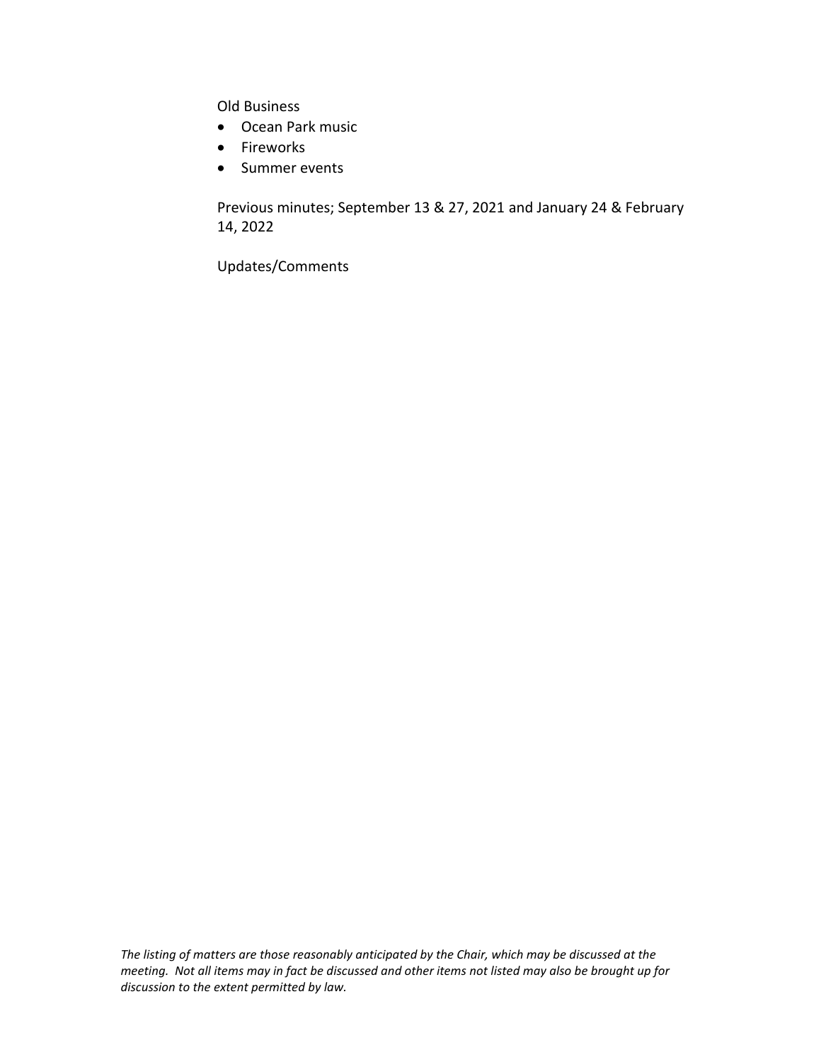Old Business

- Ocean Park music
- Fireworks
- Summer events

Previous minutes; September 13 & 27, 2021 and January 24 & February 14, 2022

Updates/Comments

*The listing of matters are those reasonably anticipated by the Chair, which may be discussed at the meeting. Not all items may in fact be discussed and other items not listed may also be brought up for discussion to the extent permitted by law.*